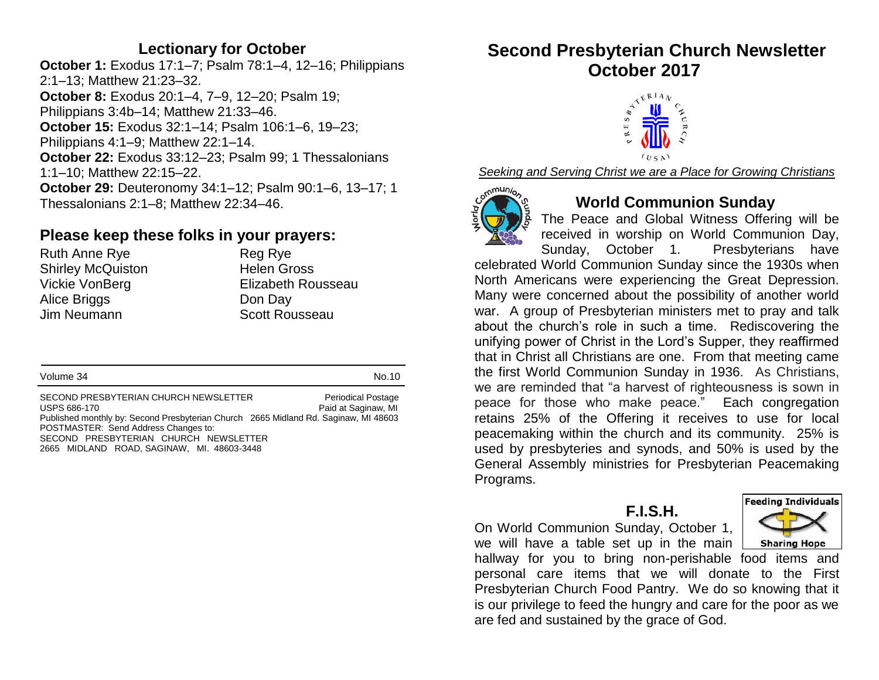## Lectionary for October

**October 1:** Exodus 17:1–7; Psalm 78:1–4, 12–16; Philippians 2:1–13; Matthew 21:23–32.
**October 8:** Exodus 20:1–4, 7–9, 12–20; Psalm 19; Philippians 3:4b–14; Matthew 21:33–46.
**October 15:** Exodus 32:1–14; Psalm 106:1–6, 19–23; Philippians 4:1–9; Matthew 22:1–14.
**October 22:** Exodus 33:12–23; Psalm 99; 1 Thessalonians 1:1–10; Matthew 22:15–22.
**October 29:** Deuteronomy 34:1–12; Psalm 90:1–6, 13–17; 1 Thessalonians 2:1–8; Matthew 22:34–46.

## Please keep these folks in your prayers:

| | |
|---|---|
| Ruth Anne Rye | Reg Rye |
| Shirley McQuiston | Helen Gross |
| Vickie VonBerg | Elizabeth Rousseau |
| Alice Briggs | Don Day |
| Jim Neumann | Scott Rousseau |

Volume 34 No.10

SECOND PRESBYTERIAN CHURCH NEWSLETTER Periodical Postage
USPS 686-170 Paid at Saginaw, MI
Published monthly by: Second Presbyterian Church 2665 Midland Rd. Saginaw, MI 48603
POSTMASTER: Send Address Changes to:
SECOND PRESBYTERIAN CHURCH NEWSLETTER
2665 MIDLAND ROAD, SAGINAW, MI. 48603-3448

# Second Presbyterian Church Newsletter October 2017

*Seeking and Serving Christ we are a Place for Growing Christians*

## World Communion Sunday

The Peace and Global Witness Offering will be received in worship on World Communion Day, Sunday, October 1. Presbyterians have celebrated World Communion Sunday since the 1930s when North Americans were experiencing the Great Depression. Many were concerned about the possibility of another world war. A group of Presbyterian ministers met to pray and talk about the church's role in such a time. Rediscovering the unifying power of Christ in the Lord's Supper, they reaffirmed that in Christ all Christians are one. From that meeting came the first World Communion Sunday in 1936. As Christians, we are reminded that "a harvest of righteousness is sown in peace for those who make peace." Each congregation retains 25% of the Offering it receives to use for local peacemaking within the church and its community. 25% is used by presbyteries and synods, and 50% is used by the General Assembly ministries for Presbyterian Peacemaking Programs.

## F.I.S.H.

On World Communion Sunday, October 1, we will have a table set up in the main hallway for you to bring non-perishable food items and personal care items that we will donate to the First Presbyterian Church Food Pantry. We do so knowing that it is our privilege to feed the hungry and care for the poor as we are fed and sustained by the grace of God.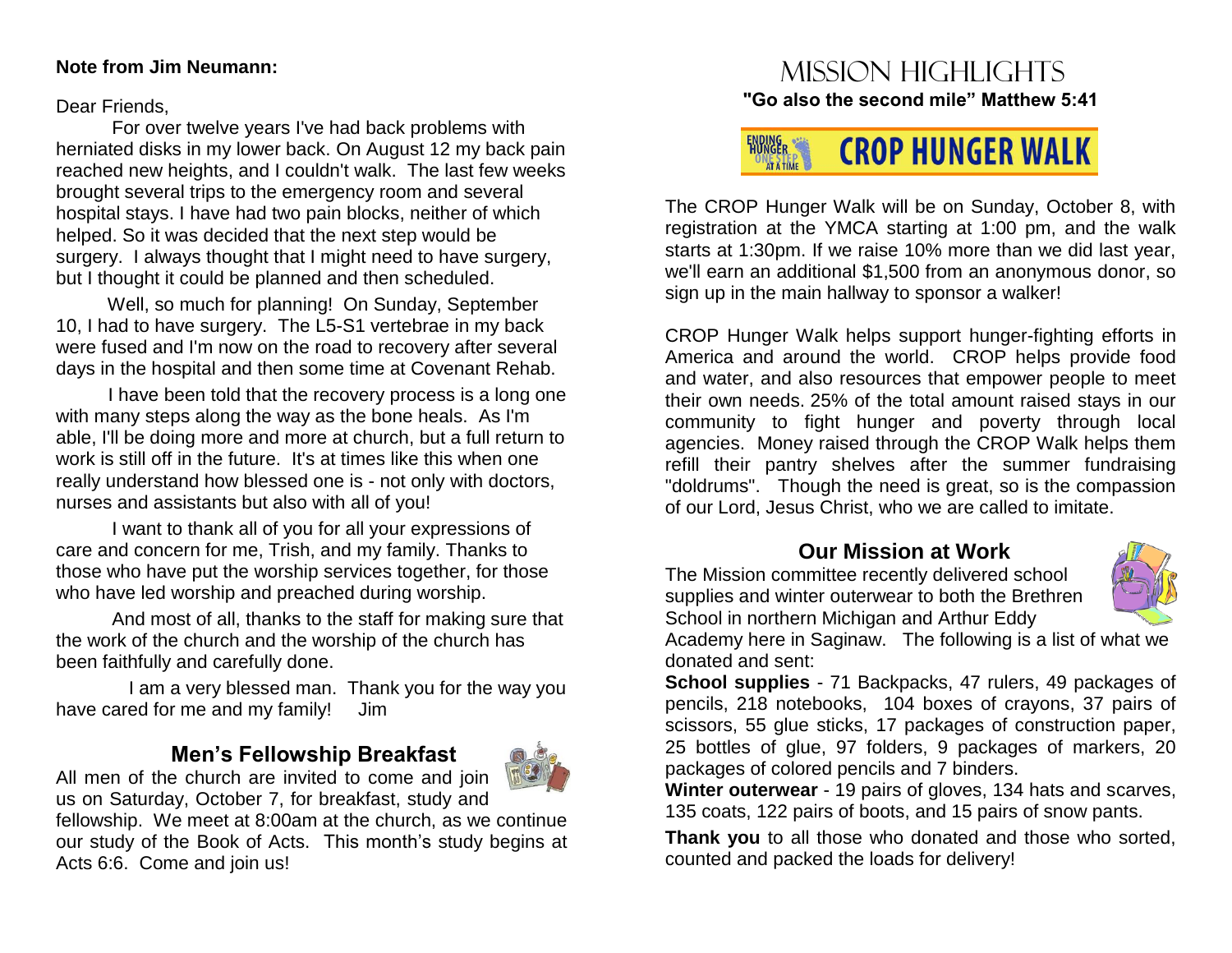**Note from Jim Neumann:**

Dear Friends,

For over twelve years I've had back problems with herniated disks in my lower back. On August 12 my back pain reached new heights, and I couldn't walk. The last few weeks brought several trips to the emergency room and several hospital stays. I have had two pain blocks, neither of which helped. So it was decided that the next step would be surgery. I always thought that I might need to have surgery, but I thought it could be planned and then scheduled.

Well, so much for planning! On Sunday, September 10, I had to have surgery. The L5-S1 vertebrae in my back were fused and I'm now on the road to recovery after several days in the hospital and then some time at Covenant Rehab.

I have been told that the recovery process is a long one with many steps along the way as the bone heals. As I'm able, I'll be doing more and more at church, but a full return to work is still off in the future. It's at times like this when one really understand how blessed one is - not only with doctors, nurses and assistants but also with all of you!

I want to thank all of you for all your expressions of care and concern for me, Trish, and my family. Thanks to those who have put the worship services together, for those who have led worship and preached during worship.

And most of all, thanks to the staff for making sure that the work of the church and the worship of the church has been faithfully and carefully done.

I am a very blessed man. Thank you for the way you have cared for me and my family! Jim

## Men's Fellowship Breakfast

All men of the church are invited to come and join us on Saturday, October 7, for breakfast, study and fellowship. We meet at 8:00am at the church, as we continue our study of the Book of Acts. This month's study begins at Acts 6:6. Come and join us!

# Mission Highlights

**"Go also the second mile" Matthew 5:41**

## CROP HUNGER WALK

The CROP Hunger Walk will be on Sunday, October 8, with registration at the YMCA starting at 1:00 pm, and the walk starts at 1:30pm. If we raise 10% more than we did last year, we'll earn an additional $1,500 from an anonymous donor, so sign up in the main hallway to sponsor a walker!

CROP Hunger Walk helps support hunger-fighting efforts in America and around the world. CROP helps provide food and water, and also resources that empower people to meet their own needs. 25% of the total amount raised stays in our community to fight hunger and poverty through local agencies. Money raised through the CROP Walk helps them refill their pantry shelves after the summer fundraising "doldrums". Though the need is great, so is the compassion of our Lord, Jesus Christ, who we are called to imitate.

## Our Mission at Work

The Mission committee recently delivered school supplies and winter outerwear to both the Brethren School in northern Michigan and Arthur Eddy Academy here in Saginaw. The following is a list of what we donated and sent:

**School supplies** - 71 Backpacks, 47 rulers, 49 packages of pencils, 218 notebooks, 104 boxes of crayons, 37 pairs of scissors, 55 glue sticks, 17 packages of construction paper, 25 bottles of glue, 97 folders, 9 packages of markers, 20 packages of colored pencils and 7 binders.

**Winter outerwear** - 19 pairs of gloves, 134 hats and scarves, 135 coats, 122 pairs of boots, and 15 pairs of snow pants.

**Thank you** to all those who donated and those who sorted, counted and packed the loads for delivery!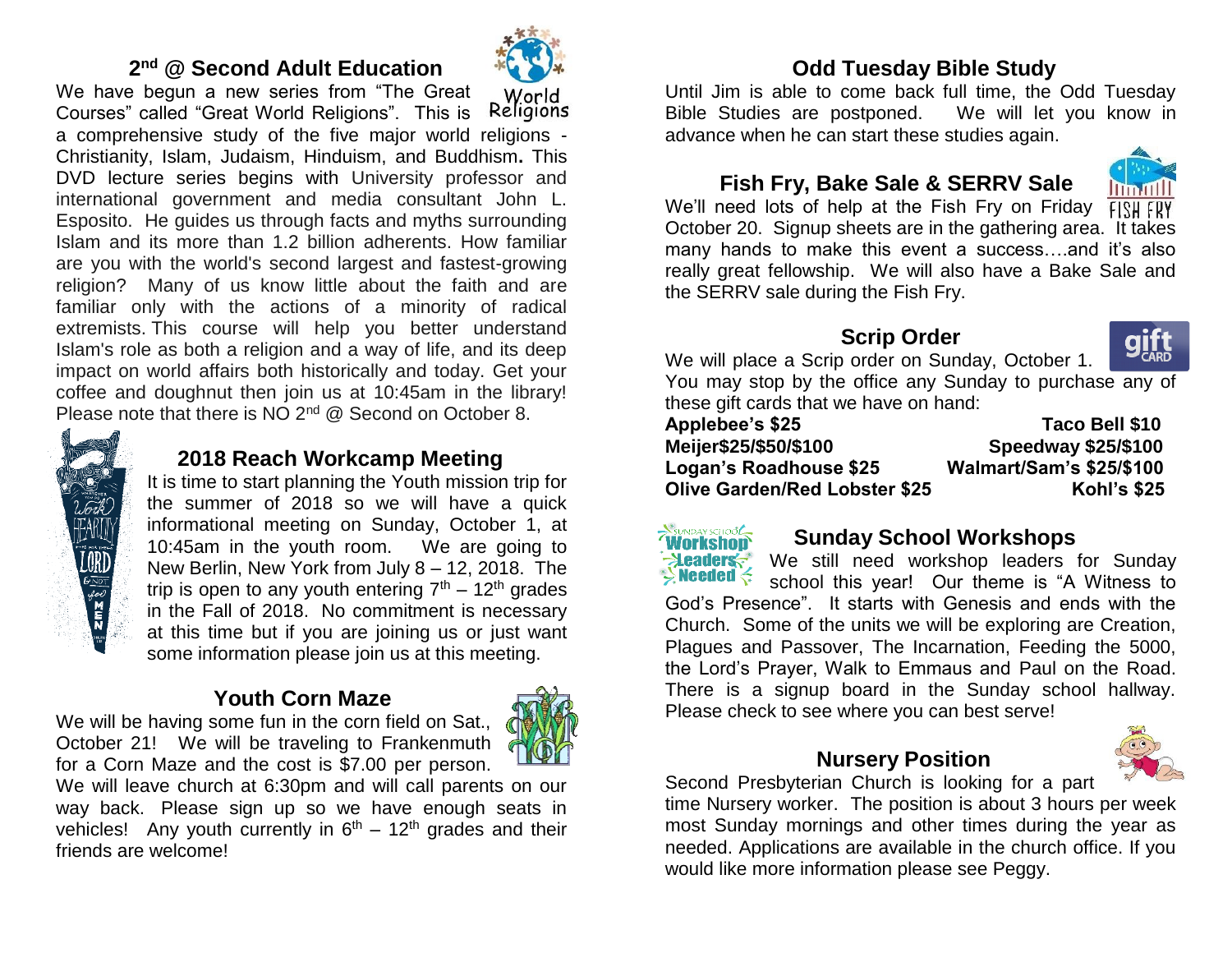## 2nd @ Second Adult Education

We have begun a new series from "The Great Courses" called "Great World Religions". This is a comprehensive study of the five major world religions - Christianity, Islam, Judaism, Hinduism, and Buddhism. This DVD lecture series begins with University professor and international government and media consultant John L. Esposito. He guides us through facts and myths surrounding Islam and its more than 1.2 billion adherents. How familiar are you with the world's second largest and fastest-growing religion? Many of us know little about the faith and are familiar only with the actions of a minority of radical extremists. This course will help you better understand Islam's role as both a religion and a way of life, and its deep impact on world affairs both historically and today. Get your coffee and doughnut then join us at 10:45am in the library! Please note that there is NO 2nd @ Second on October 8.

## 2018 Reach Workcamp Meeting

It is time to start planning the Youth mission trip for the summer of 2018 so we will have a quick informational meeting on Sunday, October 1, at 10:45am in the youth room. We are going to New Berlin, New York from July 8 – 12, 2018. The trip is open to any youth entering 7th – 12th grades in the Fall of 2018. No commitment is necessary at this time but if you are joining us or just want some information please join us at this meeting.

## Youth Corn Maze

We will be having some fun in the corn field on Sat., October 21! We will be traveling to Frankenmuth for a Corn Maze and the cost is $7.00 per person. We will leave church at 6:30pm and will call parents on our way back. Please sign up so we have enough seats in vehicles! Any youth currently in 6th – 12th grades and their friends are welcome!

## Odd Tuesday Bible Study

Until Jim is able to come back full time, the Odd Tuesday Bible Studies are postponed. We will let you know in advance when he can start these studies again.

## Fish Fry, Bake Sale & SERRV Sale

We'll need lots of help at the Fish Fry on Friday October 20. Signup sheets are in the gathering area. It takes many hands to make this event a success….and it's also really great fellowship. We will also have a Bake Sale and the SERRV sale during the Fish Fry.

## Scrip Order

We will place a Scrip order on Sunday, October 1. You may stop by the office any Sunday to purchase any of these gift cards that we have on hand:

| | |
|---|---|
| **Applebee's $25** | **Taco Bell $10** |
| **Meijer$25/$50/$100** | **Speedway $25/$100** |
| **Logan's Roadhouse $25** | **Walmart/Sam's $25/$100** |
| **Olive Garden/Red Lobster $25** | **Kohl's $25** |

## Sunday School Workshops

We still need workshop leaders for Sunday school this year! Our theme is "A Witness to God's Presence". It starts with Genesis and ends with the Church. Some of the units we will be exploring are Creation, Plagues and Passover, The Incarnation, Feeding the 5000, the Lord's Prayer, Walk to Emmaus and Paul on the Road. There is a signup board in the Sunday school hallway. Please check to see where you can best serve!

## Nursery Position

Second Presbyterian Church is looking for a part time Nursery worker. The position is about 3 hours per week most Sunday mornings and other times during the year as needed. Applications are available in the church office. If you would like more information please see Peggy.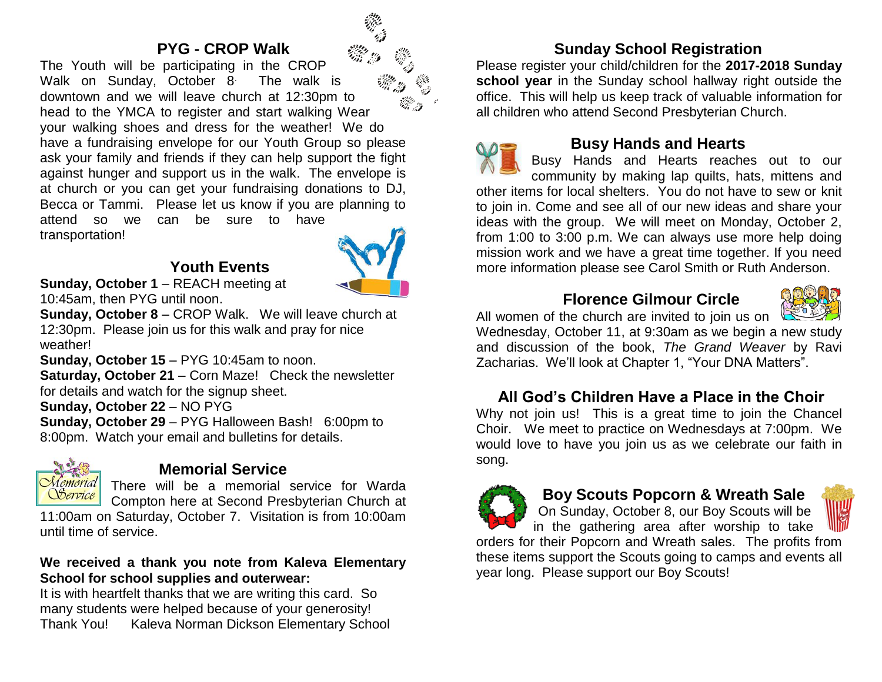## PYG - CROP Walk

The Youth will be participating in the CROP Walk on Sunday, October 8. The walk is downtown and we will leave church at 12:30pm to head to the YMCA to register and start walking Wear your walking shoes and dress for the weather! We do have a fundraising envelope for our Youth Group so please ask your family and friends if they can help support the fight against hunger and support us in the walk. The envelope is at church or you can get your fundraising donations to DJ, Becca or Tammi. Please let us know if you are planning to attend so we can be sure to have transportation!

## Youth Events

**Sunday, October 1** – REACH meeting at 10:45am, then PYG until noon.
**Sunday, October 8** – CROP Walk. We will leave church at 12:30pm. Please join us for this walk and pray for nice weather!
**Sunday, October 15** – PYG 10:45am to noon.
**Saturday, October 21** – Corn Maze! Check the newsletter for details and watch for the signup sheet.
**Sunday, October 22** – NO PYG
**Sunday, October 29** – PYG Halloween Bash! 6:00pm to 8:00pm. Watch your email and bulletins for details.

## Memorial Service

There will be a memorial service for Warda Compton here at Second Presbyterian Church at 11:00am on Saturday, October 7. Visitation is from 10:00am until time of service.

**We received a thank you note from Kaleva Elementary School for school supplies and outerwear:**

It is with heartfelt thanks that we are writing this card. So many students were helped because of your generosity!
Thank You! Kaleva Norman Dickson Elementary School

## Sunday School Registration

Please register your child/children for the **2017-2018 Sunday school year** in the Sunday school hallway right outside the office. This will help us keep track of valuable information for all children who attend Second Presbyterian Church.

## Busy Hands and Hearts

Busy Hands and Hearts reaches out to our community by making lap quilts, hats, mittens and other items for local shelters. You do not have to sew or knit to join in. Come and see all of our new ideas and share your ideas with the group. We will meet on Monday, October 2, from 1:00 to 3:00 p.m. We can always use more help doing mission work and we have a great time together. If you need more information please see Carol Smith or Ruth Anderson.

## Florence Gilmour Circle

All women of the church are invited to join us on Wednesday, October 11, at 9:30am as we begin a new study and discussion of the book, *The Grand Weaver* by Ravi Zacharias. We'll look at Chapter 1, "Your DNA Matters".

## All God's Children Have a Place in the Choir

Why not join us! This is a great time to join the Chancel Choir. We meet to practice on Wednesdays at 7:00pm. We would love to have you join us as we celebrate our faith in song.

## Boy Scouts Popcorn & Wreath Sale

On Sunday, October 8, our Boy Scouts will be in the gathering area after worship to take orders for their Popcorn and Wreath sales. The profits from these items support the Scouts going to camps and events all year long. Please support our Boy Scouts!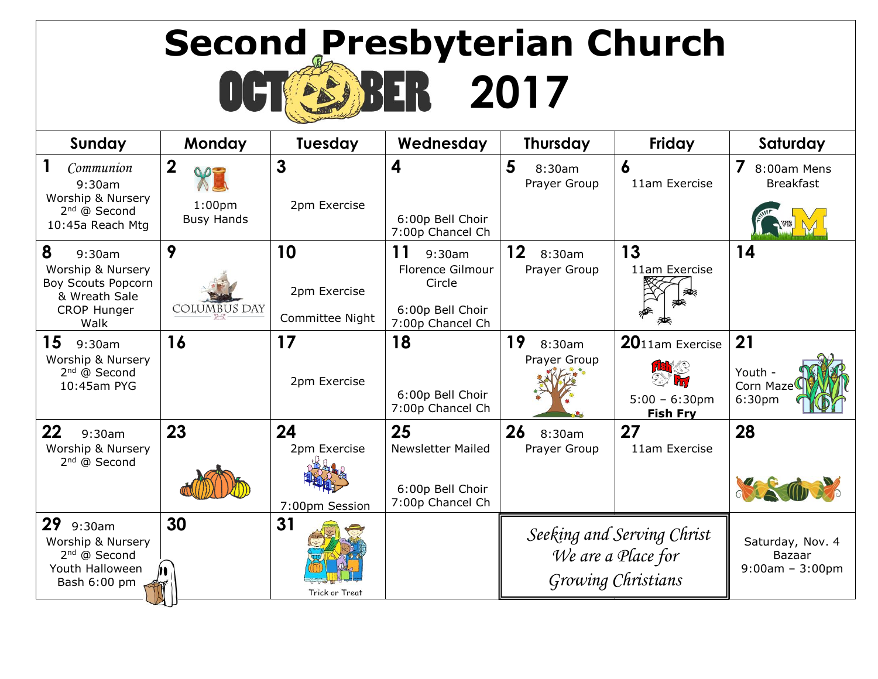# Second Presbyterian Church

## OCTOBER 2017

| Sunday | Monday | Tuesday | Wednesday | Thursday | Friday | Saturday |
|---|---|---|---|---|---|---|
| **1** *Communion* 9:30am Worship & Nursery 2nd @ Second 10:45a Reach Mtg | **2** 1:00pm Busy Hands | **3** 2pm Exercise | **4** 6:00p Bell Choir 7:00p Chancel Ch | **5** 8:30am Prayer Group | **6** 11am Exercise | **7** 8:00am Mens Breakfast |
| **8** 9:30am Worship & Nursery Boy Scouts Popcorn & Wreath Sale CROP Hunger Walk | **9** COLUMBUS DAY | **10** 2pm Exercise Committee Night | **11** 9:30am Florence Gilmour Circle 6:00p Bell Choir 7:00p Chancel Ch | **12** 8:30am Prayer Group | **13** 11am Exercise | **14** |
| **15** 9:30am Worship & Nursery 2nd @ Second 10:45am PYG | **16** | **17** 2pm Exercise | **18** 6:00p Bell Choir 7:00p Chancel Ch | **19** 8:30am Prayer Group | **20** 11am Exercise 5:00 – 6:30pm **Fish Fry** | **21** Youth - Corn Maze 6:30pm |
| **22** 9:30am Worship & Nursery 2nd @ Second | **23** | **24** 2pm Exercise 7:00pm Session | **25** Newsletter Mailed 6:00p Bell Choir 7:00p Chancel Ch | **26** 8:30am Prayer Group | **27** 11am Exercise | **28** |
| **29** 9:30am Worship & Nursery 2nd @ Second Youth Halloween Bash 6:00 pm | **30** | **31** Trick or Treat | | *Seeking and Serving Christ We are a Place for Growing Christians* | | Saturday, Nov. 4 Bazaar 9:00am – 3:00pm |